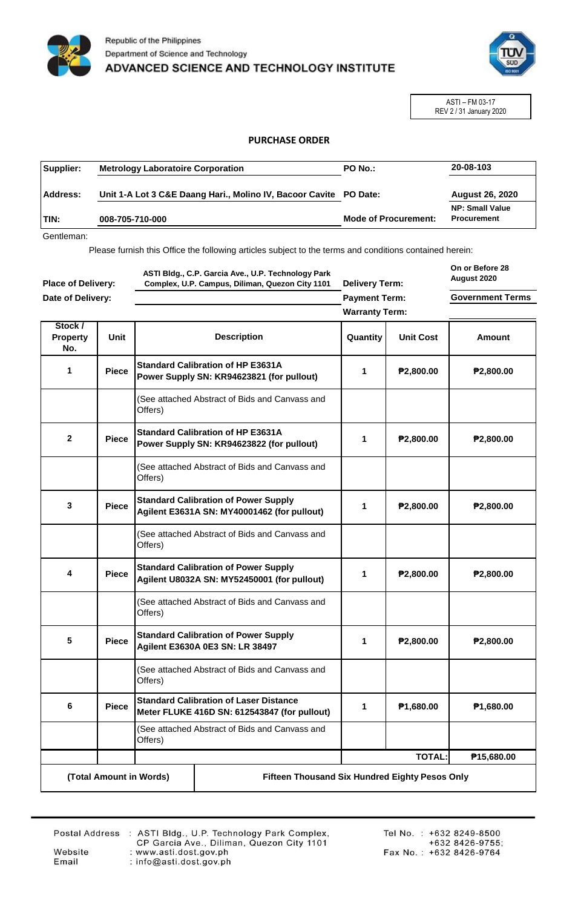Republic of the Philippines
Department of Science and Technology
**ADVANCED SCIENCE AND TECHNOLOGY INSTITUTE**

ASTI – FM 03-17
REV 2 / 31 January 2020

## PURCHASE ORDER

| | | | |
|---|---|---|---|
| **Supplier:** | **Metrology Laboratoire Corporation** | **PO No.:** | **20-08-103** |
| **Address:** | **Unit 1-A Lot 3 C&E Daang Hari., Molino IV, Bacoor Cavite** | **PO Date:** | **August 26, 2020** |
| **TIN:** | **008-705-710-000** | **Mode of Procurement:** | **NP: Small Value Procurement** |

Gentleman:

Please furnish this Office the following articles subject to the terms and conditions contained herein:

| | | | |
|---|---|---|---|
| **Place of Delivery:** | **ASTI Bldg., C.P. Garcia Ave., U.P. Technology Park Complex, U.P. Campus, Diliman, Quezon City 1101** | **Delivery Term:** | **On or Before 28 August 2020** |
| **Date of Delivery:** | | **Payment Term:** | **Government Terms** |
| | | **Warranty Term:** | |

| Stock / Property No. | Unit | Description | Quantity | Unit Cost | Amount |
|---|---|---|---|---|---|
| **1** | **Piece** | **Standard Calibration of HP E3631A Power Supply SN: KR94623821 (for pullout)** | **1** | **₱2,800.00** | **₱2,800.00** |
| | | (See attached Abstract of Bids and Canvass and Offers) | | | |
| **2** | **Piece** | **Standard Calibration of HP E3631A Power Supply SN: KR94623822 (for pullout)** | **1** | **₱2,800.00** | **₱2,800.00** |
| | | (See attached Abstract of Bids and Canvass and Offers) | | | |
| **3** | **Piece** | **Standard Calibration of Power Supply Agilent E3631A SN: MY40001462 (for pullout)** | **1** | **₱2,800.00** | **₱2,800.00** |
| | | (See attached Abstract of Bids and Canvass and Offers) | | | |
| **4** | **Piece** | **Standard Calibration of Power Supply Agilent U8032A SN: MY52450001 (for pullout)** | **1** | **₱2,800.00** | **₱2,800.00** |
| | | (See attached Abstract of Bids and Canvass and Offers) | | | |
| **5** | **Piece** | **Standard Calibration of Power Supply Agilent E3630A 0E3 SN: LR 38497** | **1** | **₱2,800.00** | **₱2,800.00** |
| | | (See attached Abstract of Bids and Canvass and Offers) | | | |
| **6** | **Piece** | **Standard Calibration of Laser Distance Meter FLUKE 416D SN: 612543847 (for pullout)** | **1** | **₱1,680.00** | **₱1,680.00** |
| | | (See attached Abstract of Bids and Canvass and Offers) | | | |
| | | | | **TOTAL:** | **₱15,680.00** |

| **(Total Amount in Words)** | **Fifteen Thousand Six Hundred Eighty Pesos Only** |
|---|---|

Postal Address : ASTI Bldg., U.P. Technology Park Complex, CP Garcia Ave., Diliman, Quezon City 1101
Website : www.asti.dost.gov.ph
Email : info@asti.dost.gov.ph

Tel No. : +632 8249-8500
+632 8426-9755;
Fax No. : +632 8426-9764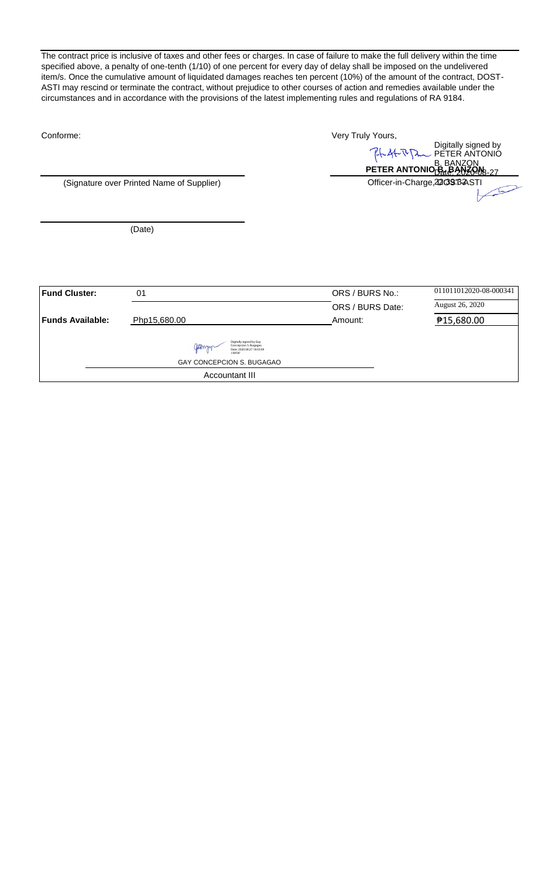The contract price is inclusive of taxes and other fees or charges. In case of failure to make the full delivery within the time specified above, a penalty of one-tenth (1/10) of one percent for every day of delay shall be imposed on the undelivered item/s. Once the cumulative amount of liquidated damages reaches ten percent (10%) of the amount of the contract, DOST-ASTI may rescind or terminate the contract, without prejudice to other courses of action and remedies available under the circumstances and in accordance with the provisions of the latest implementing rules and regulations of RA 9184.

Conforme:

(Signature over Printed Name of Supplier)

(Date)

Very Truly Yours,

Digitally signed by PETER ANTONIO B. BANZON
Date: 2020-08-27 22:39:32

**PETER ANTONIO B. BANZON**

Officer-in-Charge, DOST-ASTI

| **Fund Cluster:** | 01 | ORS / BURS No.: | 011011012020-08-000341 |
|---|---|---|---|
| | | ORS / BURS Date: | August 26, 2020 |
| **Funds Available:** | Php15,680.00 | Amount: | ₱15,680.00 |

Digitally signed by Gay Concepcion S. Bugagao
Date: 2020.08.27 18:03:09 +08'00'

GAY CONCEPCION S. BUGAGAO

Accountant III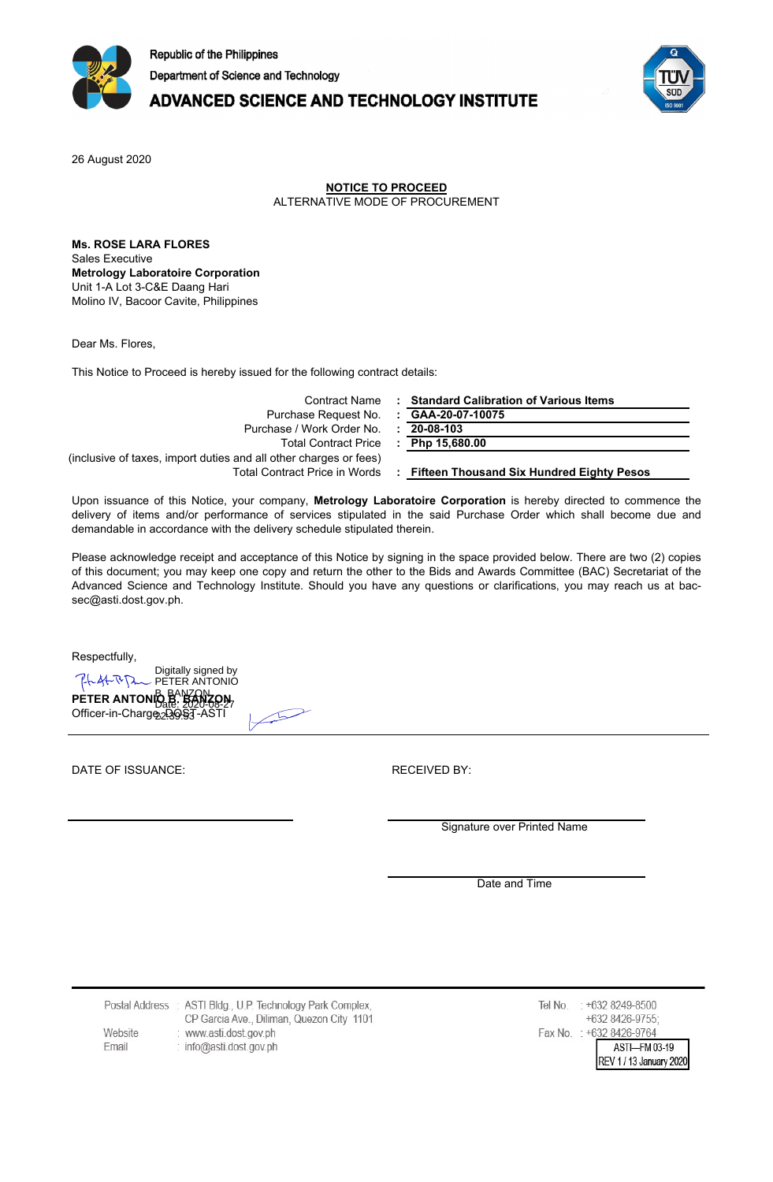Republic of the Philippines

Department of Science and Technology

**ADVANCED SCIENCE AND TECHNOLOGY INSTITUTE**

26 August 2020

**NOTICE TO PROCEED**

ALTERNATIVE MODE OF PROCUREMENT

**Ms. ROSE LARA FLORES**
Sales Executive
**Metrology Laboratoire Corporation**
Unit 1-A Lot 3-C&E Daang Hari
Molino IV, Bacoor Cavite, Philippines

Dear Ms. Flores,

This Notice to Proceed is hereby issued for the following contract details:

| | | |
|---|---|---|
| Contract Name | : | **Standard Calibration of Various Items** |
| Purchase Request No. | : | **GAA-20-07-10075** |
| Purchase / Work Order No. | : | **20-08-103** |
| Total Contract Price (inclusive of taxes, import duties and all other charges or fees) | : | **Php 15,680.00** |
| Total Contract Price in Words | : | **Fifteen Thousand Six Hundred Eighty Pesos** |

Upon issuance of this Notice, your company, **Metrology Laboratoire Corporation** is hereby directed to commence the delivery of items and/or performance of services stipulated in the said Purchase Order which shall become due and demandable in accordance with the delivery schedule stipulated therein.

Please acknowledge receipt and acceptance of this Notice by signing in the space provided below. There are two (2) copies of this document; you may keep one copy and return the other to the Bids and Awards Committee (BAC) Secretariat of the Advanced Science and Technology Institute. Should you have any questions or clarifications, you may reach us at bac-sec@asti.dost.gov.ph.

Respectfully,

Digitally signed by PETER ANTONIO B. BANZON
Date: 2020-08-27 22:39:53

**PETER ANTONIO B. BANZON**
Officer-in-Charge, DOST-ASTI

DATE OF ISSUANCE:

RECEIVED BY:

Signature over Printed Name

Date and Time

Postal Address : ASTI Bldg., U.P. Technology Park Complex, CP Garcia Ave., Diliman, Quezon City 1101
Website : www.asti.dost.gov.ph
Email : info@asti.dost.gov.ph
Tel No. : +632 8249-8500 +632 8426-9755;
Fax No. : +632 8426-9764

ASTI—FM 03-19
REV 1 / 13 January 2020